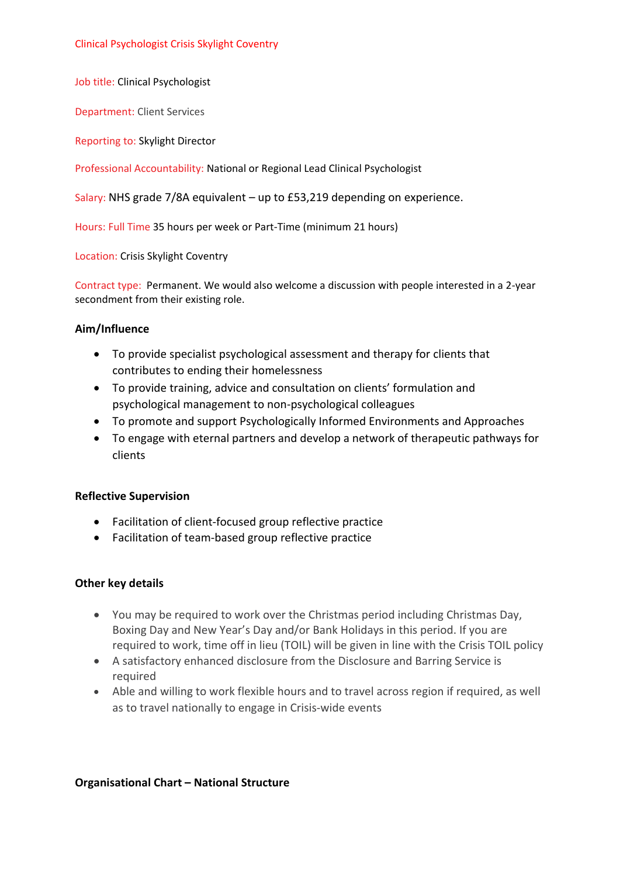Clinical Psychologist Crisis Skylight Coventry

Job title: Clinical Psychologist

Department: Client Services

Reporting to: Skylight Director

Professional Accountability: National or Regional Lead Clinical Psychologist

Salary: NHS grade 7/8A equivalent – up to £53,219 depending on experience.

Hours: Full Time 35 hours per week or Part-Time (minimum 21 hours)

Location: Crisis Skylight Coventry

Contract type: Permanent. We would also welcome a discussion with people interested in a 2-year secondment from their existing role.

**Aim/Influence**

- To provide specialist psychological assessment and therapy for clients that contributes to ending their homelessness
- To provide training, advice and consultation on clients' formulation and psychological management to non-psychological colleagues
- To promote and support Psychologically Informed Environments and Approaches
- To engage with eternal partners and develop a network of therapeutic pathways for clients

**Reflective Supervision**

- Facilitation of client-focused group reflective practice
- Facilitation of team-based group reflective practice

**Other key details**

- You may be required to work over the Christmas period including Christmas Day, Boxing Day and New Year's Day and/or Bank Holidays in this period. If you are required to work, time off in lieu (TOIL) will be given in line with the Crisis TOIL policy
- A satisfactory enhanced disclosure from the Disclosure and Barring Service is required
- Able and willing to work flexible hours and to travel across region if required, as well as to travel nationally to engage in Crisis-wide events

**Organisational Chart – National Structure**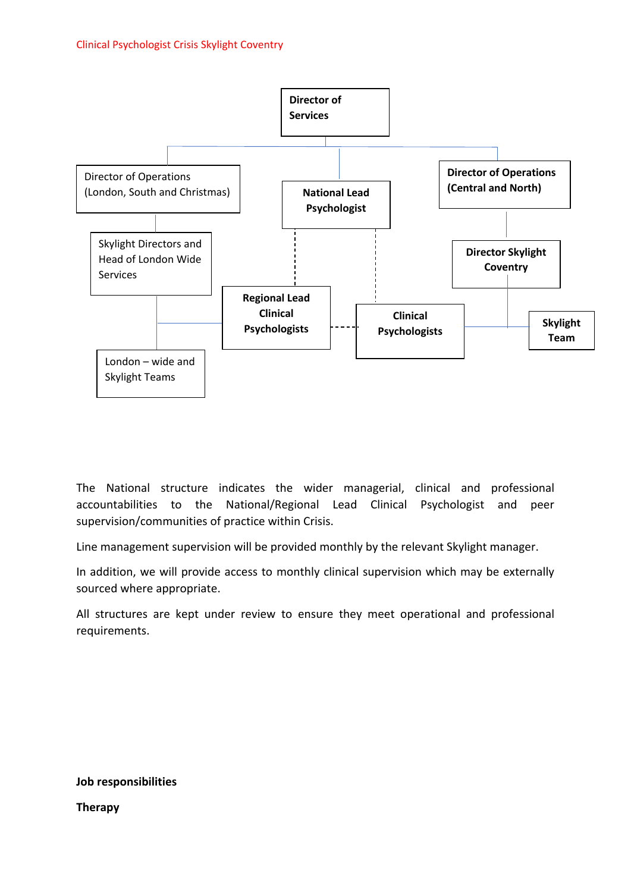Director of Services

Director of Operations (London, South and Christmas)

National Lead Psychologist

Director of Operations (Central and North)

Skylight Directors and Head of London Wide Services

Director Skylight Coventry

Regional Lead Clinical Psychologists

Clinical Psychologists

Skylight Team

London – wide and Skylight Teams

The National structure indicates the wider managerial, clinical and professional accountabilities to the National/Regional Lead Clinical Psychologist and peer supervision/communities of practice within Crisis.

Line management supervision will be provided monthly by the relevant Skylight manager.

In addition, we will provide access to monthly clinical supervision which may be externally sourced where appropriate.

All structures are kept under review to ensure they meet operational and professional requirements.

**Job responsibilities**

**Therapy**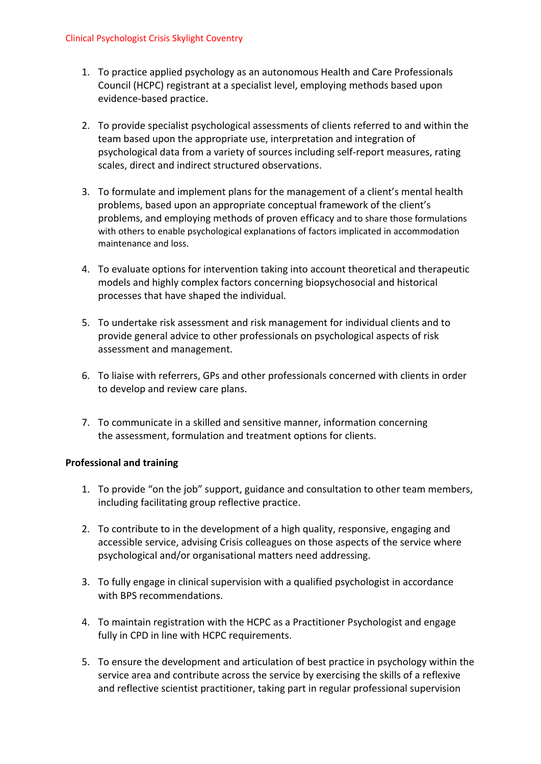1. To practice applied psychology as an autonomous Health and Care Professionals Council (HCPC) registrant at a specialist level, employing methods based upon evidence-based practice.

2. To provide specialist psychological assessments of clients referred to and within the team based upon the appropriate use, interpretation and integration of psychological data from a variety of sources including self-report measures, rating scales, direct and indirect structured observations.

3. To formulate and implement plans for the management of a client's mental health problems, based upon an appropriate conceptual framework of the client's problems, and employing methods of proven efficacy and to share those formulations with others to enable psychological explanations of factors implicated in accommodation maintenance and loss.

4. To evaluate options for intervention taking into account theoretical and therapeutic models and highly complex factors concerning biopsychosocial and historical processes that have shaped the individual.

5. To undertake risk assessment and risk management for individual clients and to provide general advice to other professionals on psychological aspects of risk assessment and management.

6. To liaise with referrers, GPs and other professionals concerned with clients in order to develop and review care plans.

7. To communicate in a skilled and sensitive manner, information concerning the assessment, formulation and treatment options for clients.

**Professional and training**

1. To provide "on the job" support, guidance and consultation to other team members, including facilitating group reflective practice.

2. To contribute to in the development of a high quality, responsive, engaging and accessible service, advising Crisis colleagues on those aspects of the service where psychological and/or organisational matters need addressing.

3. To fully engage in clinical supervision with a qualified psychologist in accordance with BPS recommendations.

4. To maintain registration with the HCPC as a Practitioner Psychologist and engage fully in CPD in line with HCPC requirements.

5. To ensure the development and articulation of best practice in psychology within the service area and contribute across the service by exercising the skills of a reflexive and reflective scientist practitioner, taking part in regular professional supervision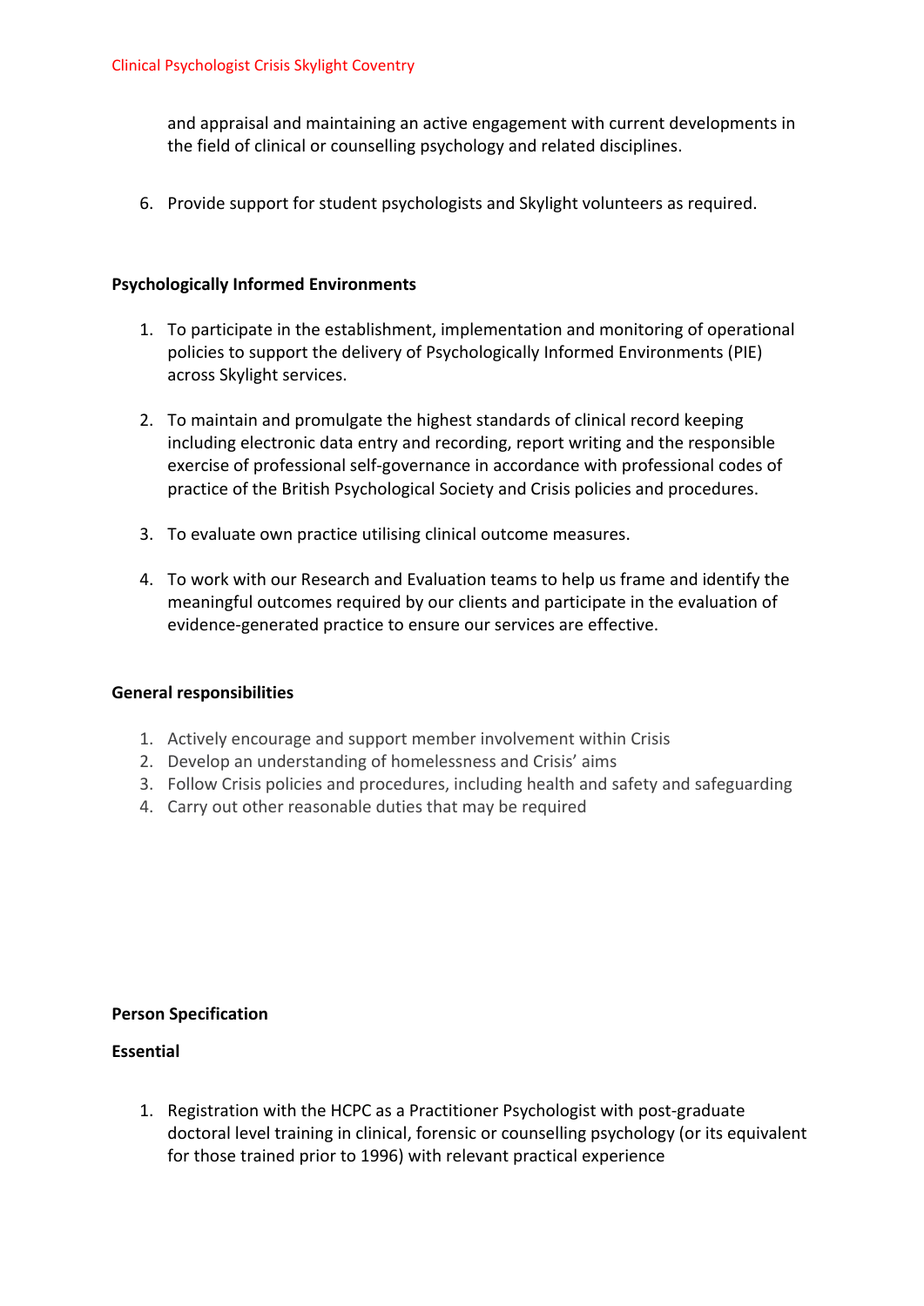and appraisal and maintaining an active engagement with current developments in the field of clinical or counselling psychology and related disciplines.

6. Provide support for student psychologists and Skylight volunteers as required.

**Psychologically Informed Environments**

1. To participate in the establishment, implementation and monitoring of operational policies to support the delivery of Psychologically Informed Environments (PIE) across Skylight services.

2. To maintain and promulgate the highest standards of clinical record keeping including electronic data entry and recording, report writing and the responsible exercise of professional self-governance in accordance with professional codes of practice of the British Psychological Society and Crisis policies and procedures.

3. To evaluate own practice utilising clinical outcome measures.

4. To work with our Research and Evaluation teams to help us frame and identify the meaningful outcomes required by our clients and participate in the evaluation of evidence-generated practice to ensure our services are effective.

**General responsibilities**

1. Actively encourage and support member involvement within Crisis
2. Develop an understanding of homelessness and Crisis' aims
3. Follow Crisis policies and procedures, including health and safety and safeguarding
4. Carry out other reasonable duties that may be required

**Person Specification**

**Essential**

1. Registration with the HCPC as a Practitioner Psychologist with post-graduate doctoral level training in clinical, forensic or counselling psychology (or its equivalent for those trained prior to 1996) with relevant practical experience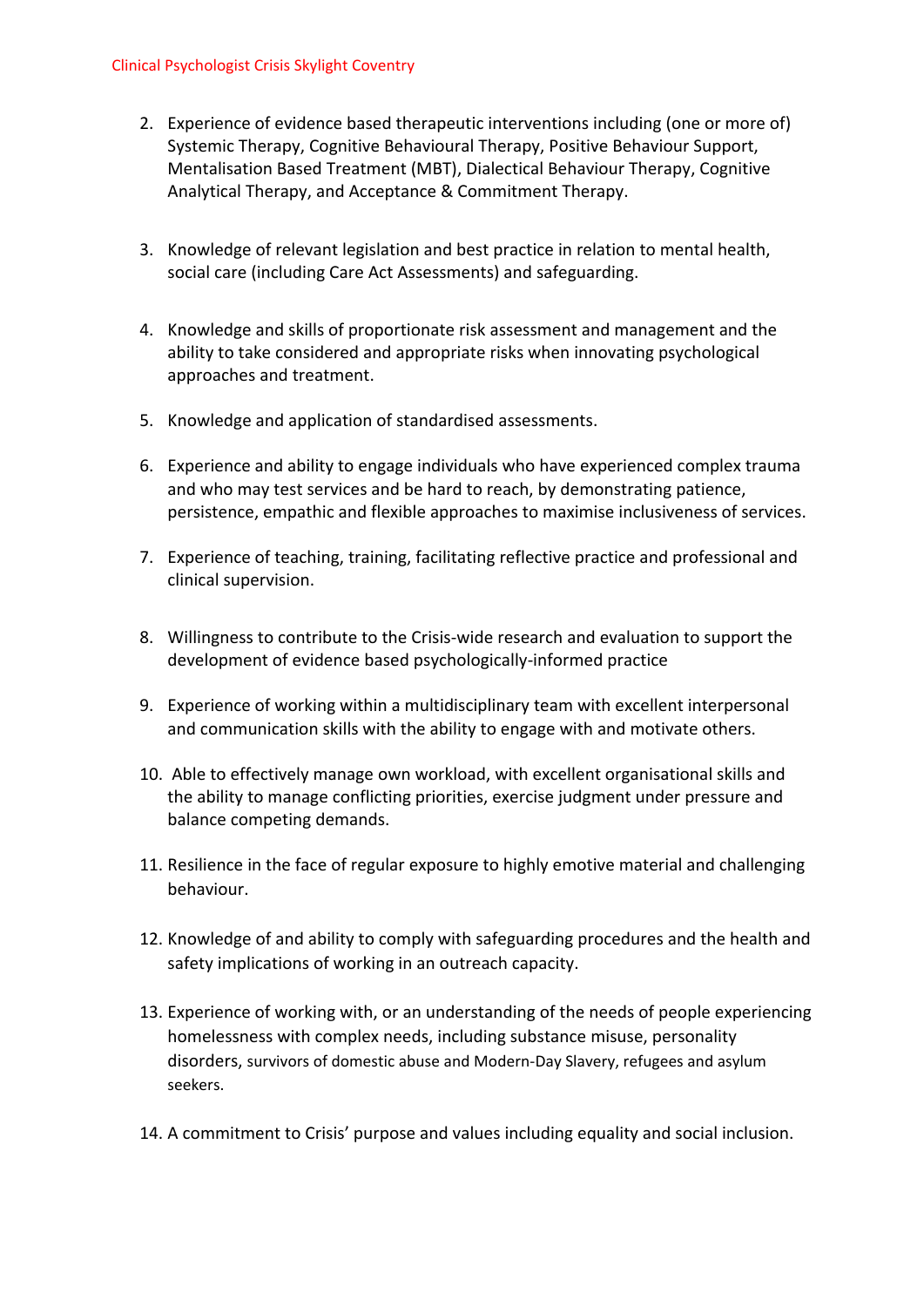2. Experience of evidence based therapeutic interventions including (one or more of) Systemic Therapy, Cognitive Behavioural Therapy, Positive Behaviour Support, Mentalisation Based Treatment (MBT), Dialectical Behaviour Therapy, Cognitive Analytical Therapy, and Acceptance & Commitment Therapy.

3. Knowledge of relevant legislation and best practice in relation to mental health, social care (including Care Act Assessments) and safeguarding.

4. Knowledge and skills of proportionate risk assessment and management and the ability to take considered and appropriate risks when innovating psychological approaches and treatment.

5. Knowledge and application of standardised assessments.

6. Experience and ability to engage individuals who have experienced complex trauma and who may test services and be hard to reach, by demonstrating patience, persistence, empathic and flexible approaches to maximise inclusiveness of services.

7. Experience of teaching, training, facilitating reflective practice and professional and clinical supervision.

8. Willingness to contribute to the Crisis-wide research and evaluation to support the development of evidence based psychologically-informed practice

9. Experience of working within a multidisciplinary team with excellent interpersonal and communication skills with the ability to engage with and motivate others.

10. Able to effectively manage own workload, with excellent organisational skills and the ability to manage conflicting priorities, exercise judgment under pressure and balance competing demands.

11. Resilience in the face of regular exposure to highly emotive material and challenging behaviour.

12. Knowledge of and ability to comply with safeguarding procedures and the health and safety implications of working in an outreach capacity.

13. Experience of working with, or an understanding of the needs of people experiencing homelessness with complex needs, including substance misuse, personality disorders, survivors of domestic abuse and Modern-Day Slavery, refugees and asylum seekers.

14. A commitment to Crisis' purpose and values including equality and social inclusion.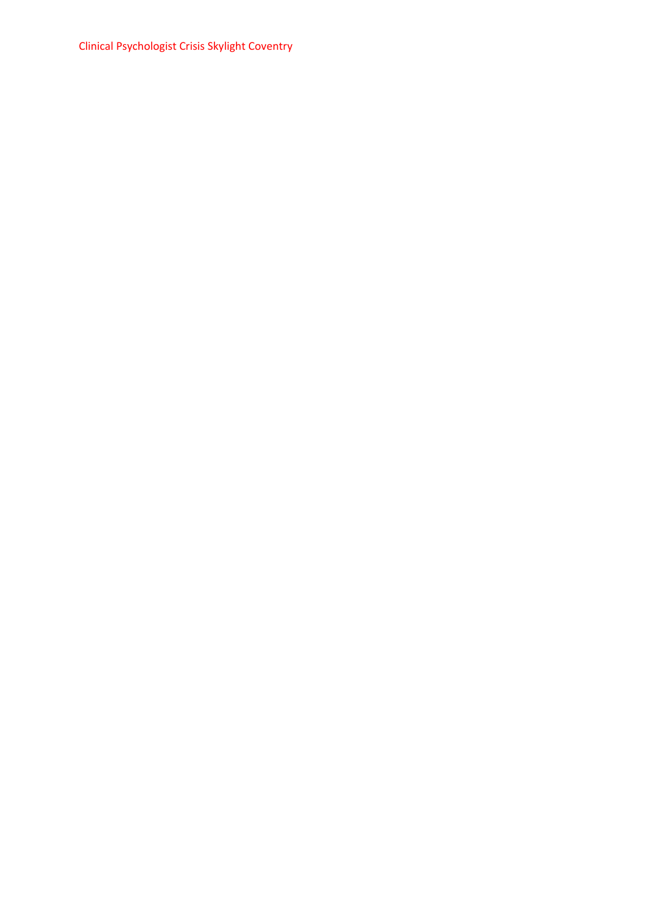Clinical Psychologist Crisis Skylight Coventry